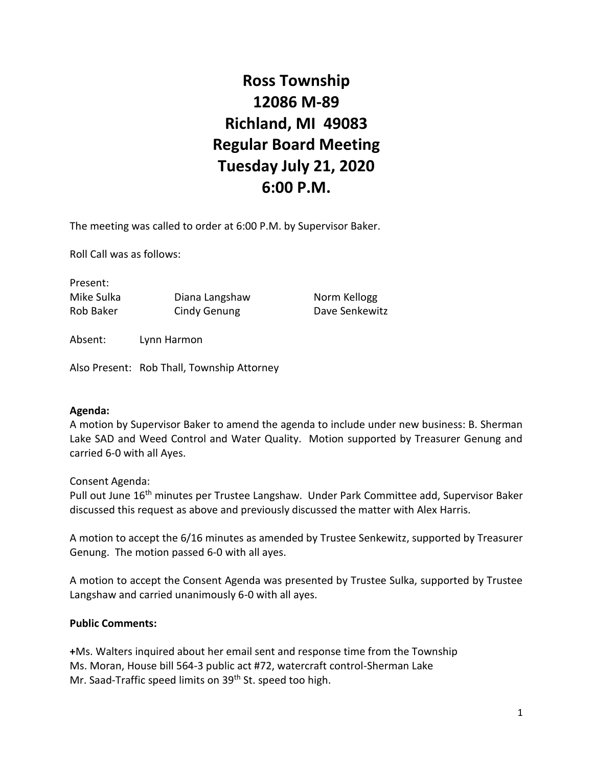# Ross Township
# 12086 M-89
# Richland, MI 49083
# Regular Board Meeting
# Tuesday July 21, 2020
# 6:00 P.M.

The meeting was called to order at 6:00 P.M. by Supervisor Baker.

Roll Call was as follows:

Present:

| | | |
|---|---|---|
| Mike Sulka | Diana Langshaw | Norm Kellogg |
| Rob Baker | Cindy Genung | Dave Senkewitz |

Absent: Lynn Harmon

Also Present: Rob Thall, Township Attorney

**Agenda:**

A motion by Supervisor Baker to amend the agenda to include under new business: B. Sherman Lake SAD and Weed Control and Water Quality. Motion supported by Treasurer Genung and carried 6-0 with all Ayes.

Consent Agenda:

Pull out June 16th minutes per Trustee Langshaw. Under Park Committee add, Supervisor Baker discussed this request as above and previously discussed the matter with Alex Harris.

A motion to accept the 6/16 minutes as amended by Trustee Senkewitz, supported by Treasurer Genung. The motion passed 6-0 with all ayes.

A motion to accept the Consent Agenda was presented by Trustee Sulka, supported by Trustee Langshaw and carried unanimously 6-0 with all ayes.

**Public Comments:**

+Ms. Walters inquired about her email sent and response time from the Township

Ms. Moran, House bill 564-3 public act #72, watercraft control-Sherman Lake

Mr. Saad-Traffic speed limits on 39th St. speed too high.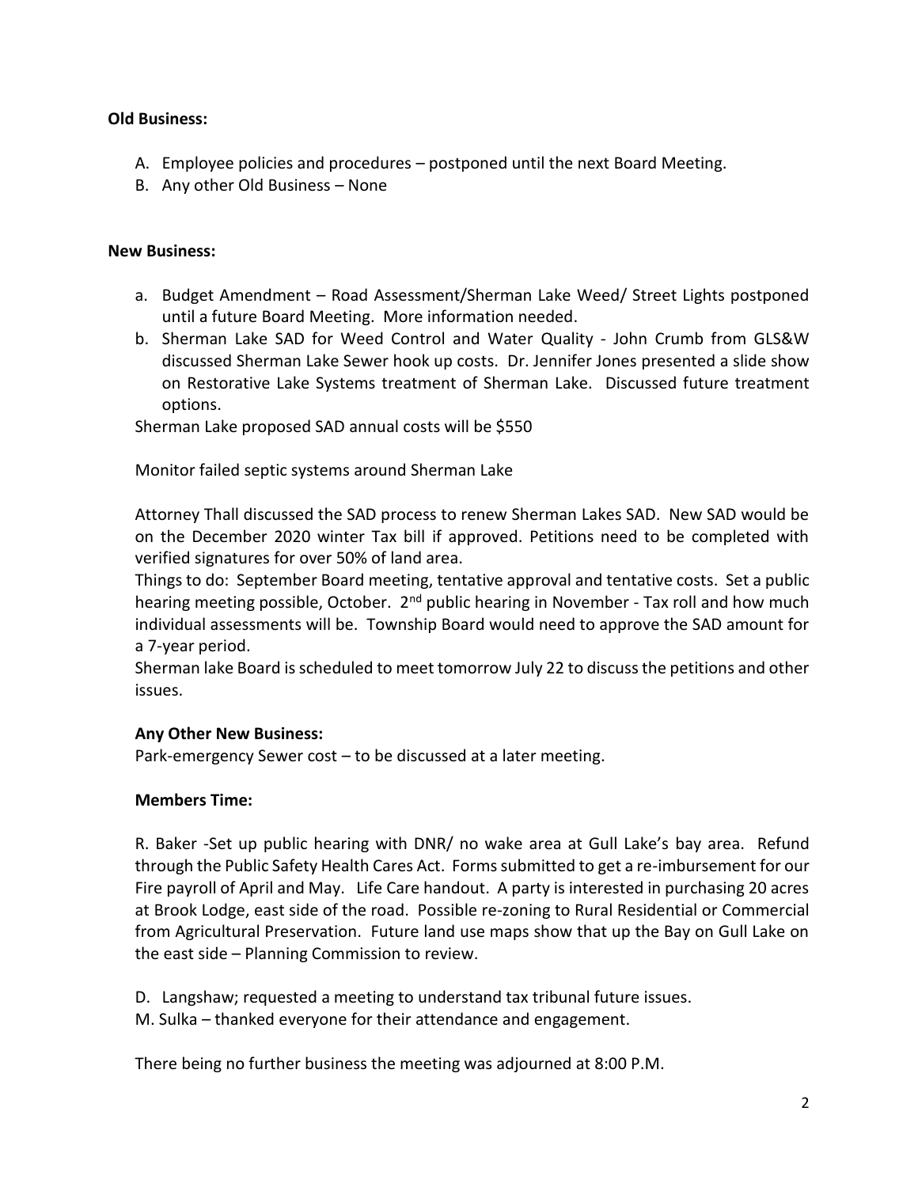**Old Business:**

A. Employee policies and procedures – postponed until the next Board Meeting.
B. Any other Old Business – None

**New Business:**

a. Budget Amendment – Road Assessment/Sherman Lake Weed/ Street Lights postponed until a future Board Meeting. More information needed.
b. Sherman Lake SAD for Weed Control and Water Quality - John Crumb from GLS&W discussed Sherman Lake Sewer hook up costs. Dr. Jennifer Jones presented a slide show on Restorative Lake Systems treatment of Sherman Lake. Discussed future treatment options.

Sherman Lake proposed SAD annual costs will be $550

Monitor failed septic systems around Sherman Lake

Attorney Thall discussed the SAD process to renew Sherman Lakes SAD. New SAD would be on the December 2020 winter Tax bill if approved. Petitions need to be completed with verified signatures for over 50% of land area.

Things to do: September Board meeting, tentative approval and tentative costs. Set a public hearing meeting possible, October. 2nd public hearing in November - Tax roll and how much individual assessments will be. Township Board would need to approve the SAD amount for a 7-year period.

Sherman lake Board is scheduled to meet tomorrow July 22 to discuss the petitions and other issues.

**Any Other New Business:**

Park-emergency Sewer cost – to be discussed at a later meeting.

**Members Time:**

R. Baker -Set up public hearing with DNR/ no wake area at Gull Lake's bay area. Refund through the Public Safety Health Cares Act. Forms submitted to get a re-imbursement for our Fire payroll of April and May. Life Care handout. A party is interested in purchasing 20 acres at Brook Lodge, east side of the road. Possible re-zoning to Rural Residential or Commercial from Agricultural Preservation. Future land use maps show that up the Bay on Gull Lake on the east side – Planning Commission to review.

D. Langshaw; requested a meeting to understand tax tribunal future issues.
M. Sulka – thanked everyone for their attendance and engagement.

There being no further business the meeting was adjourned at 8:00 P.M.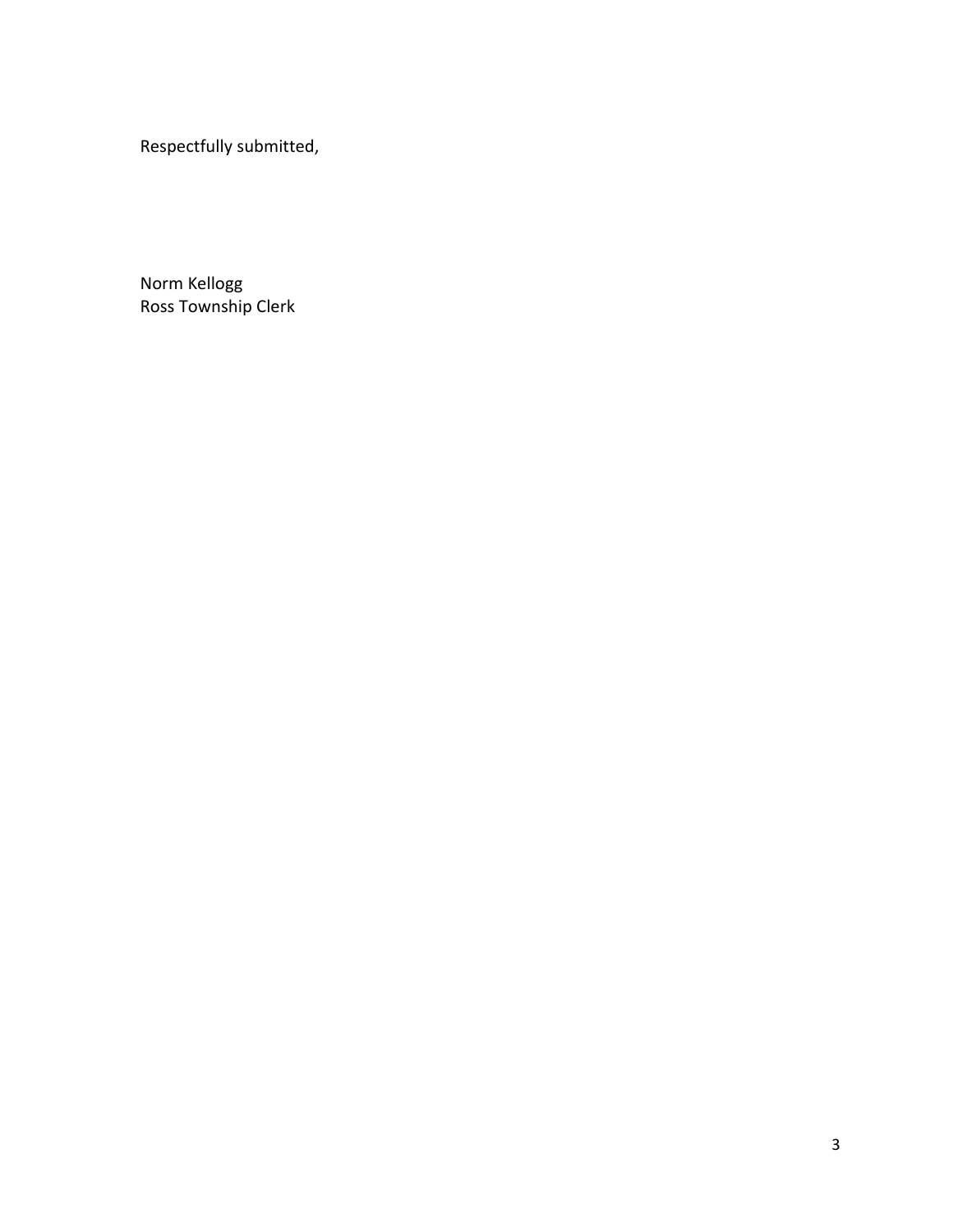Respectfully submitted,

Norm Kellogg  
Ross Township Clerk